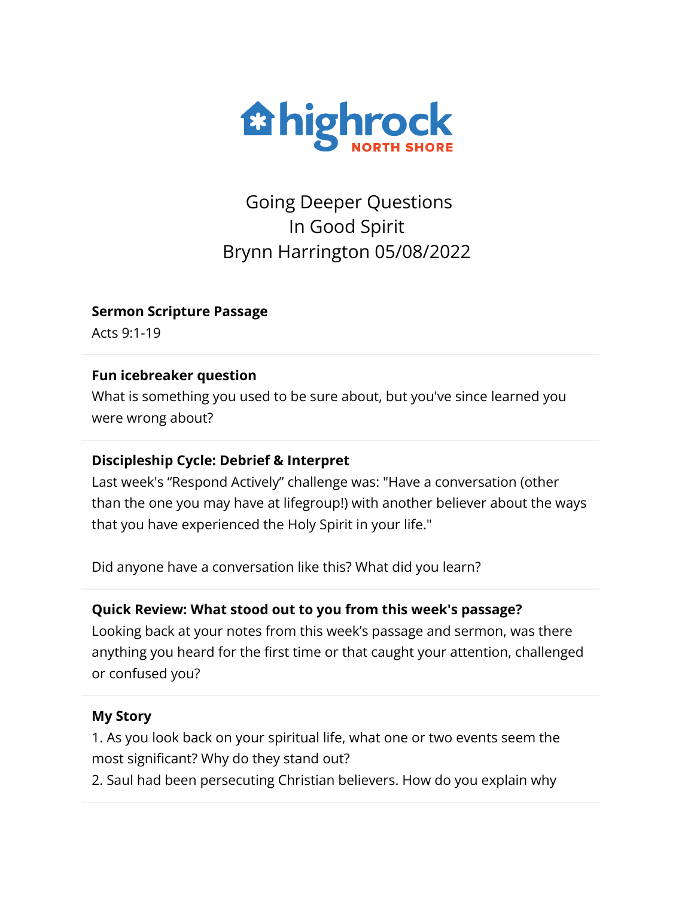highrock NORTH SHORE

# Going Deeper Questions
# In Good Spirit
# Brynn Harrington 05/08/2022

**Sermon Scripture Passage**
Acts 9:1-19

**Fun icebreaker question**
What is something you used to be sure about, but you've since learned you were wrong about?

**Discipleship Cycle: Debrief & Interpret**
Last week's "Respond Actively" challenge was: "Have a conversation (other than the one you may have at lifegroup!) with another believer about the ways that you have experienced the Holy Spirit in your life."

Did anyone have a conversation like this? What did you learn?

**Quick Review: What stood out to you from this week's passage?**
Looking back at your notes from this week's passage and sermon, was there anything you heard for the first time or that caught your attention, challenged or confused you?

**My Story**
1. As you look back on your spiritual life, what one or two events seem the most significant? Why do they stand out?
2. Saul had been persecuting Christian believers. How do you explain why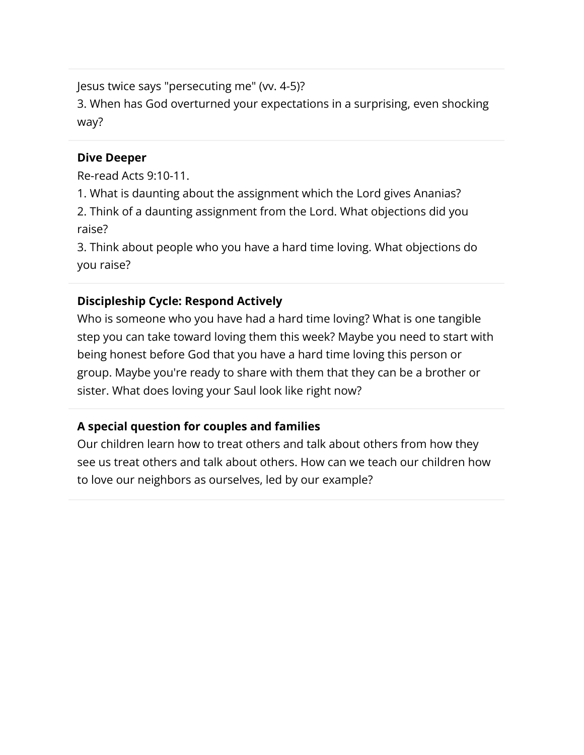Jesus twice says "persecuting me" (vv. 4-5)?
3. When has God overturned your expectations in a surprising, even shocking way?

**Dive Deeper**

Re-read Acts 9:10-11.

1. What is daunting about the assignment which the Lord gives Ananias?
2. Think of a daunting assignment from the Lord. What objections did you raise?
3. Think about people who you have a hard time loving. What objections do you raise?

**Discipleship Cycle: Respond Actively**

Who is someone who you have had a hard time loving? What is one tangible step you can take toward loving them this week? Maybe you need to start with being honest before God that you have a hard time loving this person or group. Maybe you're ready to share with them that they can be a brother or sister. What does loving your Saul look like right now?

**A special question for couples and families**

Our children learn how to treat others and talk about others from how they see us treat others and talk about others. How can we teach our children how to love our neighbors as ourselves, led by our example?